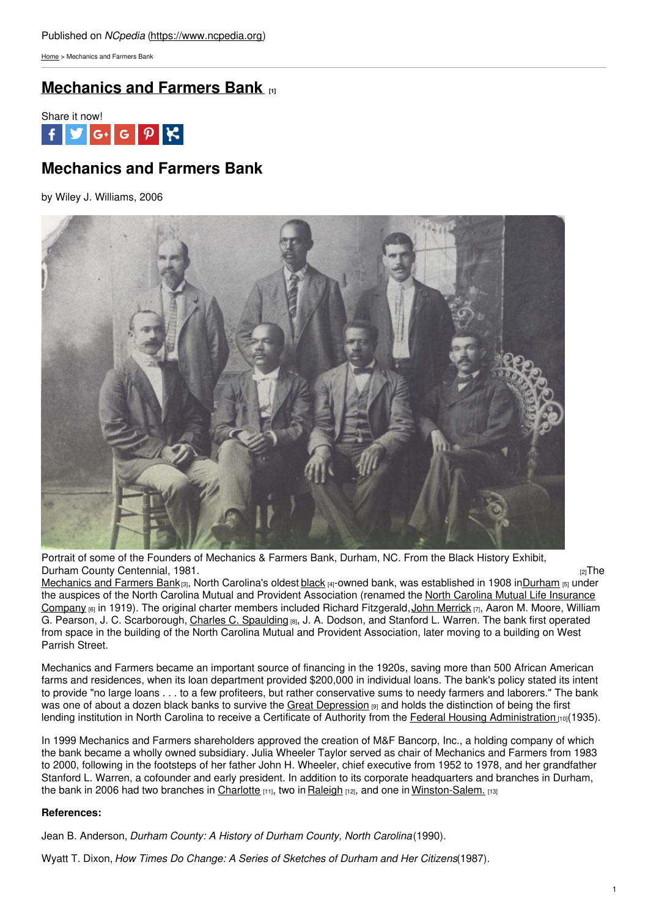Published on *NCpedia* (https://www.ncpedia.org)

Home > Mechanics and Farmers Bank

# Mechanics and Farmers Bank [1]

Share it now!

## Mechanics and Farmers Bank

by Wiley J. Williams, 2006

Portrait of some of the Founders of Mechanics & Farmers Bank, Durham, NC. From the Black History Exhibit, Durham County Centennial, 1981. [2]

The Mechanics and Farmers Bank [3], North Carolina's oldest black [4]-owned bank, was established in 1908 in Durham [5] under the auspices of the North Carolina Mutual and Provident Association (renamed the North Carolina Mutual Life Insurance Company [6] in 1919). The original charter members included Richard Fitzgerald, John Merrick [7], Aaron M. Moore, William G. Pearson, J. C. Scarborough, Charles C. Spaulding [8], J. A. Dodson, and Stanford L. Warren. The bank first operated from space in the building of the North Carolina Mutual and Provident Association, later moving to a building on West Parrish Street.

Mechanics and Farmers became an important source of financing in the 1920s, saving more than 500 African American farms and residences, when its loan department provided $200,000 in individual loans. The bank's policy stated its intent to provide "no large loans . . . to a few profiteers, but rather conservative sums to needy farmers and laborers." The bank was one of about a dozen black banks to survive the Great Depression [9] and holds the distinction of being the first lending institution in North Carolina to receive a Certificate of Authority from the Federal Housing Administration [10] (1935).

In 1999 Mechanics and Farmers shareholders approved the creation of M&F Bancorp, Inc., a holding company of which the bank became a wholly owned subsidiary. Julia Wheeler Taylor served as chair of Mechanics and Farmers from 1983 to 2000, following in the footsteps of her father John H. Wheeler, chief executive from 1952 to 1978, and her grandfather Stanford L. Warren, a cofounder and early president. In addition to its corporate headquarters and branches in Durham, the bank in 2006 had two branches in Charlotte [11], two in Raleigh [12], and one in Winston-Salem. [13]

**References:**

Jean B. Anderson, *Durham County: A History of Durham County, North Carolina* (1990).

Wyatt T. Dixon, *How Times Do Change: A Series of Sketches of Durham and Her Citizens* (1987).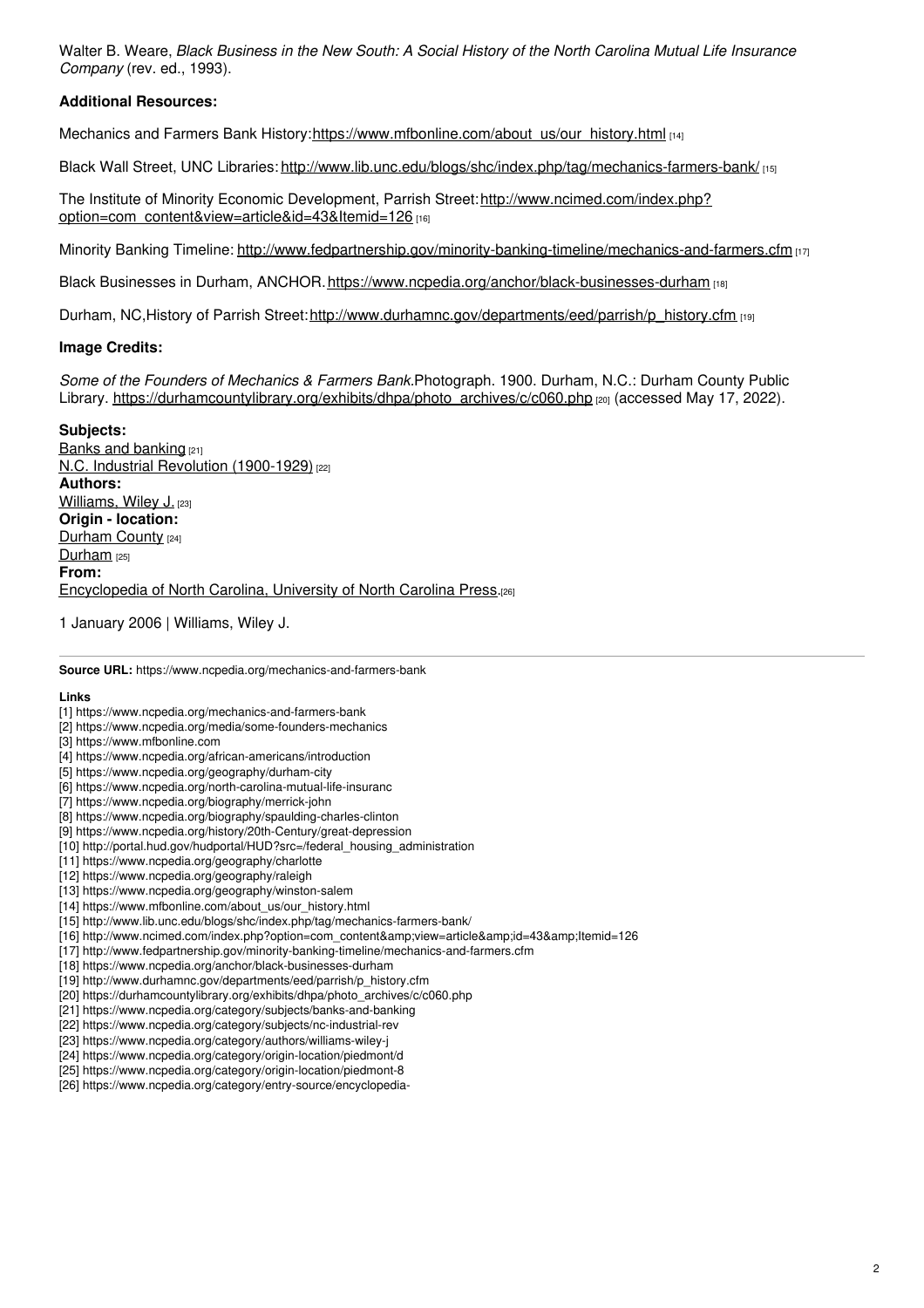Walter B. Weare, *Black Business in the New South: A Social History of the North Carolina Mutual Life Insurance Company* (rev. ed., 1993).

**Additional Resources:**

Mechanics and Farmers Bank History: https://www.mfbonline.com/about_us/our_history.html [14]

Black Wall Street, UNC Libraries: http://www.lib.unc.edu/blogs/shc/index.php/tag/mechanics-farmers-bank/ [15]

The Institute of Minority Economic Development, Parrish Street: http://www.ncimed.com/index.php?option=com_content&view=article&id=43&Itemid=126 [16]

Minority Banking Timeline: http://www.fedpartnership.gov/minority-banking-timeline/mechanics-and-farmers.cfm [17]

Black Businesses in Durham, ANCHOR. https://www.ncpedia.org/anchor/black-businesses-durham [18]

Durham, NC,History of Parrish Street: http://www.durhamnc.gov/departments/eed/parrish/p_history.cfm [19]

**Image Credits:**

*Some of the Founders of Mechanics & Farmers Bank.* Photograph. 1900. Durham, N.C.: Durham County Public Library. https://durhamcountylibrary.org/exhibits/dhpa/photo_archives/c/c060.php [20] (accessed May 17, 2022).

**Subjects:**
Banks and banking [21]
N.C. Industrial Revolution (1900-1929) [22]
**Authors:**
Williams, Wiley J. [23]
**Origin - location:**
Durham County [24]
Durham [25]
**From:**
Encyclopedia of North Carolina, University of North Carolina Press. [26]

1 January 2006 | Williams, Wiley J.

---

**Source URL:** https://www.ncpedia.org/mechanics-and-farmers-bank

**Links**

[1] https://www.ncpedia.org/mechanics-and-farmers-bank
[2] https://www.ncpedia.org/media/some-founders-mechanics
[3] https://www.mfbonline.com
[4] https://www.ncpedia.org/african-americans/introduction
[5] https://www.ncpedia.org/geography/durham-city
[6] https://www.ncpedia.org/north-carolina-mutual-life-insuranc
[7] https://www.ncpedia.org/biography/merrick-john
[8] https://www.ncpedia.org/biography/spaulding-charles-clinton
[9] https://www.ncpedia.org/history/20th-Century/great-depression
[10] http://portal.hud.gov/hudportal/HUD?src=/federal_housing_administration
[11] https://www.ncpedia.org/geography/charlotte
[12] https://www.ncpedia.org/geography/raleigh
[13] https://www.ncpedia.org/geography/winston-salem
[14] https://www.mfbonline.com/about_us/our_history.html
[15] http://www.lib.unc.edu/blogs/shc/index.php/tag/mechanics-farmers-bank/
[16] http://www.ncimed.com/index.php?option=com_content&amp;view=article&amp;id=43&amp;Itemid=126
[17] http://www.fedpartnership.gov/minority-banking-timeline/mechanics-and-farmers.cfm
[18] https://www.ncpedia.org/anchor/black-businesses-durham
[19] http://www.durhamnc.gov/departments/eed/parrish/p_history.cfm
[20] https://durhamcountylibrary.org/exhibits/dhpa/photo_archives/c/c060.php
[21] https://www.ncpedia.org/category/subjects/banks-and-banking
[22] https://www.ncpedia.org/category/subjects/nc-industrial-rev
[23] https://www.ncpedia.org/category/authors/williams-wiley-j
[24] https://www.ncpedia.org/category/origin-location/piedmont/d
[25] https://www.ncpedia.org/category/origin-location/piedmont-8
[26] https://www.ncpedia.org/category/entry-source/encyclopedia-